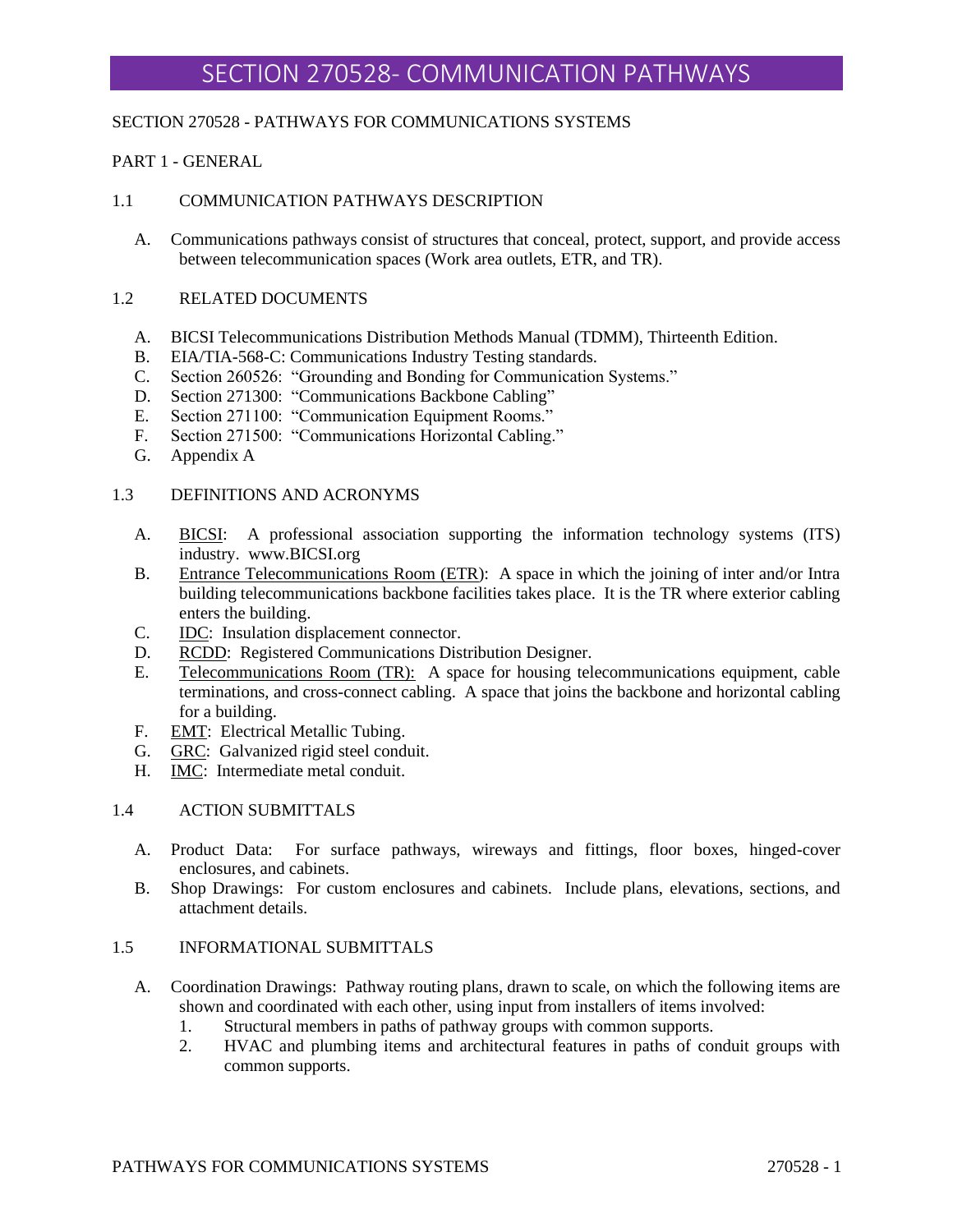# SECTION 270528- COMMUNICATION PATHWAYS

SECTION 270528 - PATHWAYS FOR COMMUNICATIONS SYSTEMS

## PART 1 - GENERAL

### 1.1 COMMUNICATION PATHWAYS DESCRIPTION

A. Communications pathways consist of structures that conceal, protect, support, and provide access between telecommunication spaces (Work area outlets, ETR, and TR).

### 1.2 RELATED DOCUMENTS

A. BICSI Telecommunications Distribution Methods Manual (TDMM), Thirteenth Edition.
B. EIA/TIA-568-C: Communications Industry Testing standards.
C. Section 260526: "Grounding and Bonding for Communication Systems."
D. Section 271300: "Communications Backbone Cabling"
E. Section 271100: "Communication Equipment Rooms."
F. Section 271500: "Communications Horizontal Cabling."
G. Appendix A

### 1.3 DEFINITIONS AND ACRONYMS

A. <u>BICSI</u>: A professional association supporting the information technology systems (ITS) industry. www.BICSI.org
B. <u>Entrance Telecommunications Room (ETR)</u>: A space in which the joining of inter and/or Intra building telecommunications backbone facilities takes place. It is the TR where exterior cabling enters the building.
C. <u>IDC</u>: Insulation displacement connector.
D. <u>RCDD</u>: Registered Communications Distribution Designer.
E. <u>Telecommunications Room (TR):</u> A space for housing telecommunications equipment, cable terminations, and cross-connect cabling. A space that joins the backbone and horizontal cabling for a building.
F. <u>EMT</u>: Electrical Metallic Tubing.
G. <u>GRC</u>: Galvanized rigid steel conduit.
H. <u>IMC</u>: Intermediate metal conduit.

### 1.4 ACTION SUBMITTALS

A. Product Data: For surface pathways, wireways and fittings, floor boxes, hinged-cover enclosures, and cabinets.
B. Shop Drawings: For custom enclosures and cabinets. Include plans, elevations, sections, and attachment details.

### 1.5 INFORMATIONAL SUBMITTALS

A. Coordination Drawings: Pathway routing plans, drawn to scale, on which the following items are shown and coordinated with each other, using input from installers of items involved:
   1. Structural members in paths of pathway groups with common supports.
   2. HVAC and plumbing items and architectural features in paths of conduit groups with common supports.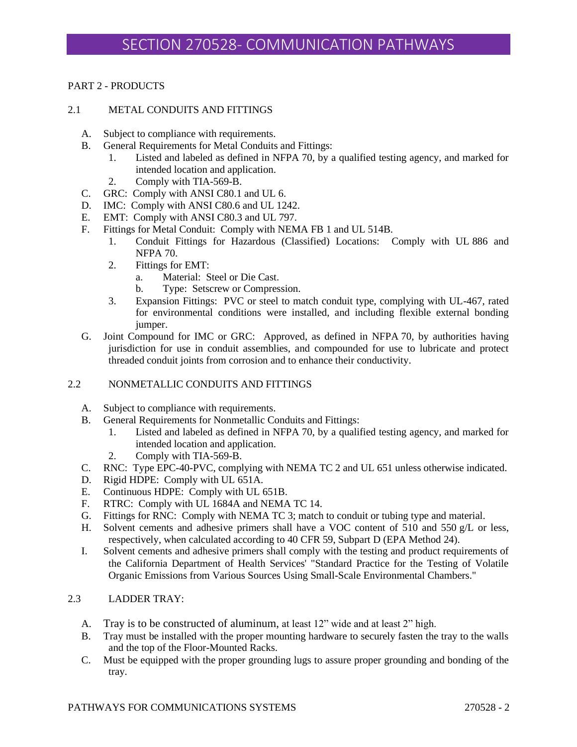# SECTION 270528- COMMUNICATION PATHWAYS

PART 2 - PRODUCTS

2.1 METAL CONDUITS AND FITTINGS

A. Subject to compliance with requirements.
B. General Requirements for Metal Conduits and Fittings:
   1. Listed and labeled as defined in NFPA 70, by a qualified testing agency, and marked for intended location and application.
   2. Comply with TIA-569-B.
C. GRC: Comply with ANSI C80.1 and UL 6.
D. IMC: Comply with ANSI C80.6 and UL 1242.
E. EMT: Comply with ANSI C80.3 and UL 797.
F. Fittings for Metal Conduit: Comply with NEMA FB 1 and UL 514B.
   1. Conduit Fittings for Hazardous (Classified) Locations: Comply with UL 886 and NFPA 70.
   2. Fittings for EMT:
      a. Material: Steel or Die Cast.
      b. Type: Setscrew or Compression.
   3. Expansion Fittings: PVC or steel to match conduit type, complying with UL-467, rated for environmental conditions were installed, and including flexible external bonding jumper.
G. Joint Compound for IMC or GRC: Approved, as defined in NFPA 70, by authorities having jurisdiction for use in conduit assemblies, and compounded for use to lubricate and protect threaded conduit joints from corrosion and to enhance their conductivity.

2.2 NONMETALLIC CONDUITS AND FITTINGS

A. Subject to compliance with requirements.
B. General Requirements for Nonmetallic Conduits and Fittings:
   1. Listed and labeled as defined in NFPA 70, by a qualified testing agency, and marked for intended location and application.
   2. Comply with TIA-569-B.
C. RNC: Type EPC-40-PVC, complying with NEMA TC 2 and UL 651 unless otherwise indicated.
D. Rigid HDPE: Comply with UL 651A.
E. Continuous HDPE: Comply with UL 651B.
F. RTRC: Comply with UL 1684A and NEMA TC 14.
G. Fittings for RNC: Comply with NEMA TC 3; match to conduit or tubing type and material.
H. Solvent cements and adhesive primers shall have a VOC content of 510 and 550 g/L or less, respectively, when calculated according to 40 CFR 59, Subpart D (EPA Method 24).
I. Solvent cements and adhesive primers shall comply with the testing and product requirements of the California Department of Health Services' "Standard Practice for the Testing of Volatile Organic Emissions from Various Sources Using Small-Scale Environmental Chambers."

2.3 LADDER TRAY:

A. Tray is to be constructed of aluminum, at least 12" wide and at least 2" high.
B. Tray must be installed with the proper mounting hardware to securely fasten the tray to the walls and the top of the Floor-Mounted Racks.
C. Must be equipped with the proper grounding lugs to assure proper grounding and bonding of the tray.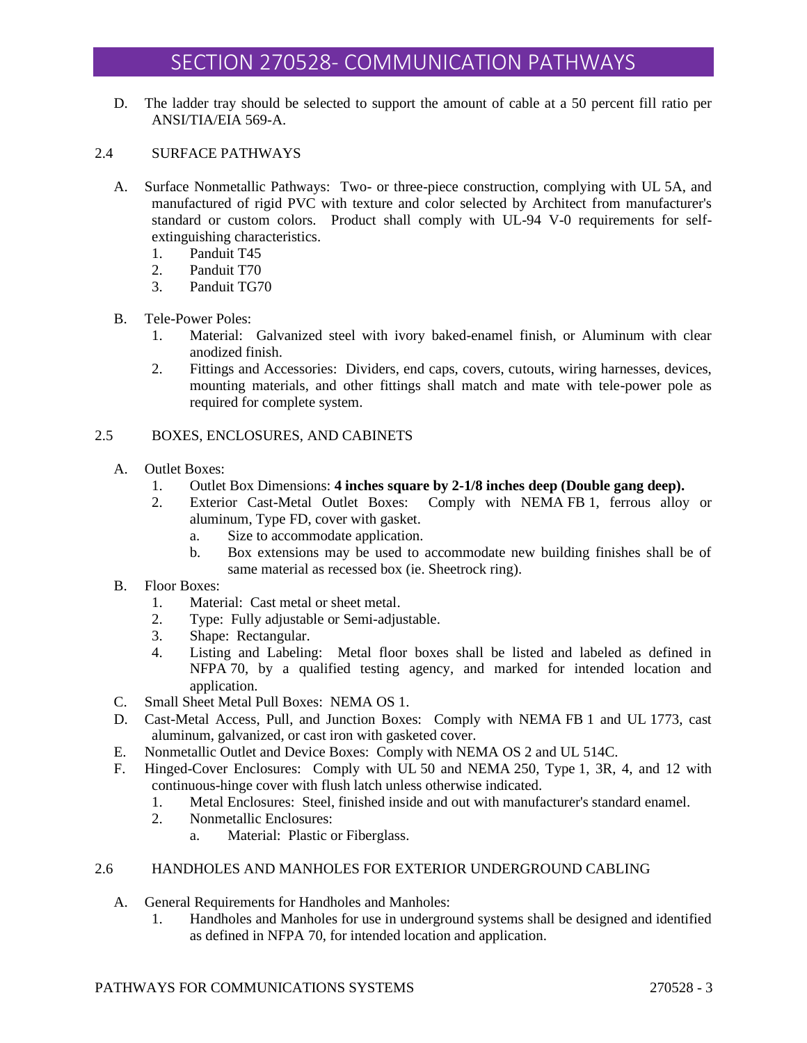D. The ladder tray should be selected to support the amount of cable at a 50 percent fill ratio per ANSI/TIA/EIA 569-A.

## 2.4 SURFACE PATHWAYS

A. Surface Nonmetallic Pathways: Two- or three-piece construction, complying with UL 5A, and manufactured of rigid PVC with texture and color selected by Architect from manufacturer's standard or custom colors. Product shall comply with UL-94 V-0 requirements for self-extinguishing characteristics.
   1. Panduit T45
   2. Panduit T70
   3. Panduit TG70

B. Tele-Power Poles:
   1. Material: Galvanized steel with ivory baked-enamel finish, or Aluminum with clear anodized finish.
   2. Fittings and Accessories: Dividers, end caps, covers, cutouts, wiring harnesses, devices, mounting materials, and other fittings shall match and mate with tele-power pole as required for complete system.

## 2.5 BOXES, ENCLOSURES, AND CABINETS

A. Outlet Boxes:
   1. Outlet Box Dimensions: **4 inches square by 2-1/8 inches deep (Double gang deep).**
   2. Exterior Cast-Metal Outlet Boxes: Comply with NEMA FB 1, ferrous alloy or aluminum, Type FD, cover with gasket.
      a. Size to accommodate application.
      b. Box extensions may be used to accommodate new building finishes shall be of same material as recessed box (ie. Sheetrock ring).

B. Floor Boxes:
   1. Material: Cast metal or sheet metal.
   2. Type: Fully adjustable or Semi-adjustable.
   3. Shape: Rectangular.
   4. Listing and Labeling: Metal floor boxes shall be listed and labeled as defined in NFPA 70, by a qualified testing agency, and marked for intended location and application.

C. Small Sheet Metal Pull Boxes: NEMA OS 1.

D. Cast-Metal Access, Pull, and Junction Boxes: Comply with NEMA FB 1 and UL 1773, cast aluminum, galvanized, or cast iron with gasketed cover.

E. Nonmetallic Outlet and Device Boxes: Comply with NEMA OS 2 and UL 514C.

F. Hinged-Cover Enclosures: Comply with UL 50 and NEMA 250, Type 1, 3R, 4, and 12 with continuous-hinge cover with flush latch unless otherwise indicated.
   1. Metal Enclosures: Steel, finished inside and out with manufacturer's standard enamel.
   2. Nonmetallic Enclosures:
      a. Material: Plastic or Fiberglass.

## 2.6 HANDHOLES AND MANHOLES FOR EXTERIOR UNDERGROUND CABLING

A. General Requirements for Handholes and Manholes:
   1. Handholes and Manholes for use in underground systems shall be designed and identified as defined in NFPA 70, for intended location and application.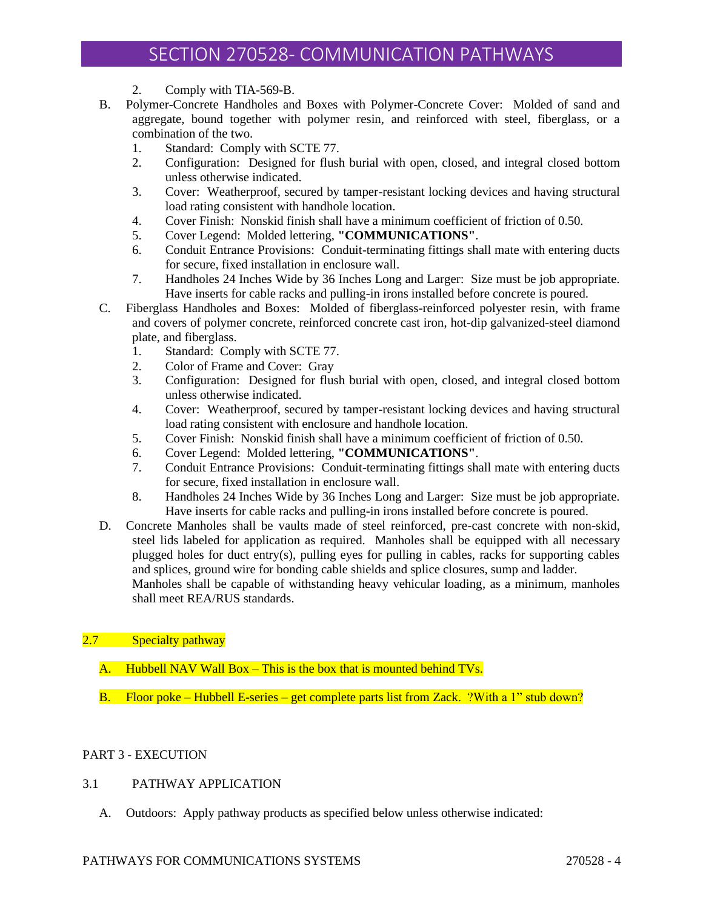2. Comply with TIA-569-B.

B. Polymer-Concrete Handholes and Boxes with Polymer-Concrete Cover: Molded of sand and aggregate, bound together with polymer resin, and reinforced with steel, fiberglass, or a combination of the two.
   1. Standard: Comply with SCTE 77.
   2. Configuration: Designed for flush burial with open, closed, and integral closed bottom unless otherwise indicated.
   3. Cover: Weatherproof, secured by tamper-resistant locking devices and having structural load rating consistent with handhole location.
   4. Cover Finish: Nonskid finish shall have a minimum coefficient of friction of 0.50.
   5. Cover Legend: Molded lettering, **"COMMUNICATIONS"**.
   6. Conduit Entrance Provisions: Conduit-terminating fittings shall mate with entering ducts for secure, fixed installation in enclosure wall.
   7. Handholes 24 Inches Wide by 36 Inches Long and Larger: Size must be job appropriate. Have inserts for cable racks and pulling-in irons installed before concrete is poured.

C. Fiberglass Handholes and Boxes: Molded of fiberglass-reinforced polyester resin, with frame and covers of polymer concrete, reinforced concrete cast iron, hot-dip galvanized-steel diamond plate, and fiberglass.
   1. Standard: Comply with SCTE 77.
   2. Color of Frame and Cover: Gray
   3. Configuration: Designed for flush burial with open, closed, and integral closed bottom unless otherwise indicated.
   4. Cover: Weatherproof, secured by tamper-resistant locking devices and having structural load rating consistent with enclosure and handhole location.
   5. Cover Finish: Nonskid finish shall have a minimum coefficient of friction of 0.50.
   6. Cover Legend: Molded lettering, **"COMMUNICATIONS"**.
   7. Conduit Entrance Provisions: Conduit-terminating fittings shall mate with entering ducts for secure, fixed installation in enclosure wall.
   8. Handholes 24 Inches Wide by 36 Inches Long and Larger: Size must be job appropriate. Have inserts for cable racks and pulling-in irons installed before concrete is poured.

D. Concrete Manholes shall be vaults made of steel reinforced, pre-cast concrete with non-skid, steel lids labeled for application as required. Manholes shall be equipped with all necessary plugged holes for duct entry(s), pulling eyes for pulling in cables, racks for supporting cables and splices, ground wire for bonding cable shields and splice closures, sump and ladder. Manholes shall be capable of withstanding heavy vehicular loading, as a minimum, manholes shall meet REA/RUS standards.

## 2.7 Specialty pathway

A. Hubbell NAV Wall Box – This is the box that is mounted behind TVs.

B. Floor poke – Hubbell E-series – get complete parts list from Zack. ?With a 1" stub down?

## PART 3 - EXECUTION

### 3.1 PATHWAY APPLICATION

A. Outdoors: Apply pathway products as specified below unless otherwise indicated: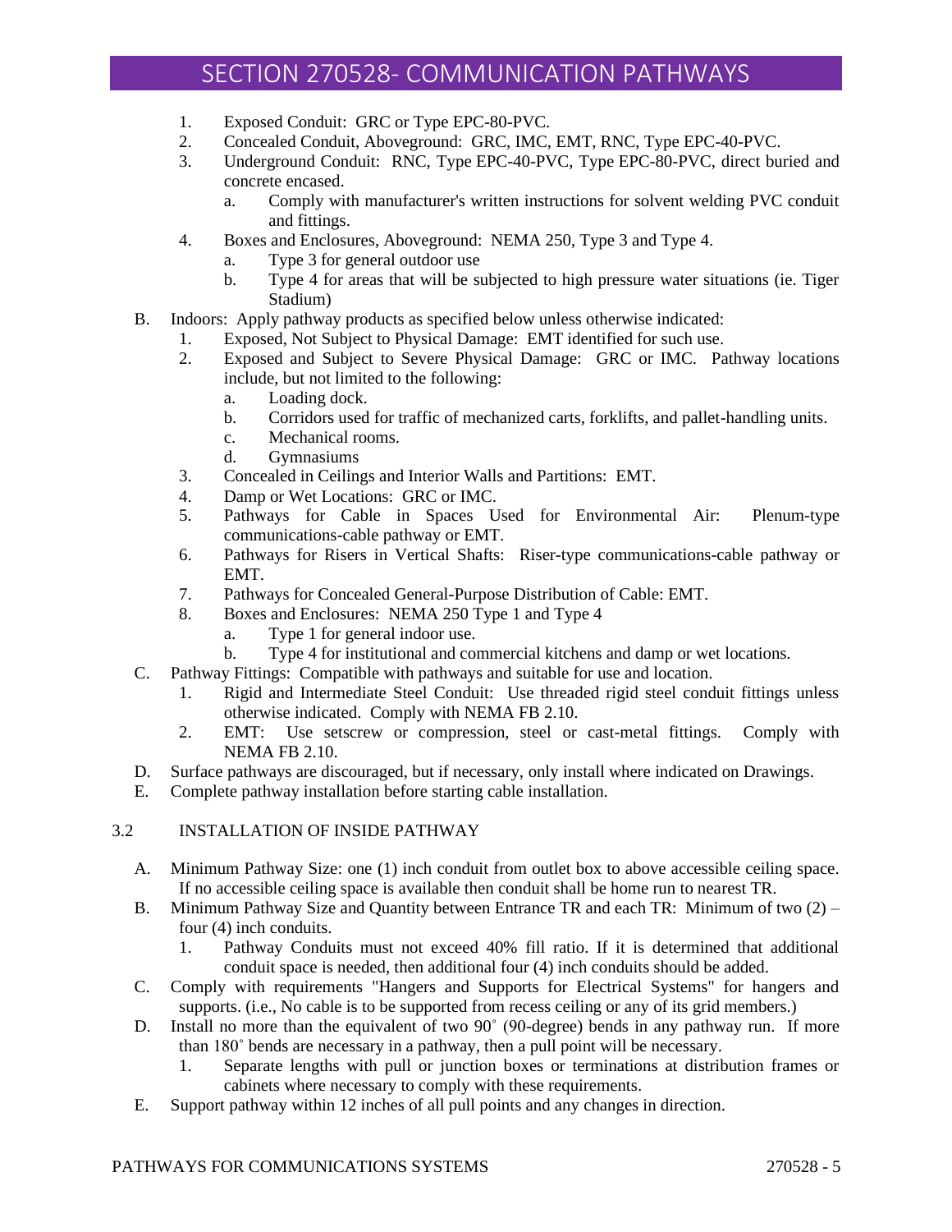1. Exposed Conduit: GRC or Type EPC-80-PVC.
2. Concealed Conduit, Aboveground: GRC, IMC, EMT, RNC, Type EPC-40-PVC.
3. Underground Conduit: RNC, Type EPC-40-PVC, Type EPC-80-PVC, direct buried and concrete encased.
   a. Comply with manufacturer's written instructions for solvent welding PVC conduit and fittings.
4. Boxes and Enclosures, Aboveground: NEMA 250, Type 3 and Type 4.
   a. Type 3 for general outdoor use
   b. Type 4 for areas that will be subjected to high pressure water situations (ie. Tiger Stadium)

B. Indoors: Apply pathway products as specified below unless otherwise indicated:
   1. Exposed, Not Subject to Physical Damage: EMT identified for such use.
   2. Exposed and Subject to Severe Physical Damage: GRC or IMC. Pathway locations include, but not limited to the following:
      a. Loading dock.
      b. Corridors used for traffic of mechanized carts, forklifts, and pallet-handling units.
      c. Mechanical rooms.
      d. Gymnasiums
   3. Concealed in Ceilings and Interior Walls and Partitions: EMT.
   4. Damp or Wet Locations: GRC or IMC.
   5. Pathways for Cable in Spaces Used for Environmental Air: Plenum-type communications-cable pathway or EMT.
   6. Pathways for Risers in Vertical Shafts: Riser-type communications-cable pathway or EMT.
   7. Pathways for Concealed General-Purpose Distribution of Cable: EMT.
   8. Boxes and Enclosures: NEMA 250 Type 1 and Type 4
      a. Type 1 for general indoor use.
      b. Type 4 for institutional and commercial kitchens and damp or wet locations.

C. Pathway Fittings: Compatible with pathways and suitable for use and location.
   1. Rigid and Intermediate Steel Conduit: Use threaded rigid steel conduit fittings unless otherwise indicated. Comply with NEMA FB 2.10.
   2. EMT: Use setscrew or compression, steel or cast-metal fittings. Comply with NEMA FB 2.10.

D. Surface pathways are discouraged, but if necessary, only install where indicated on Drawings.

E. Complete pathway installation before starting cable installation.

## 3.2 INSTALLATION OF INSIDE PATHWAY

A. Minimum Pathway Size: one (1) inch conduit from outlet box to above accessible ceiling space. If no accessible ceiling space is available then conduit shall be home run to nearest TR.

B. Minimum Pathway Size and Quantity between Entrance TR and each TR: Minimum of two (2) – four (4) inch conduits.
   1. Pathway Conduits must not exceed 40% fill ratio. If it is determined that additional conduit space is needed, then additional four (4) inch conduits should be added.

C. Comply with requirements "Hangers and Supports for Electrical Systems" for hangers and supports. (i.e., No cable is to be supported from recess ceiling or any of its grid members.)

D. Install no more than the equivalent of two 90˚ (90-degree) bends in any pathway run. If more than 180˚ bends are necessary in a pathway, then a pull point will be necessary.
   1. Separate lengths with pull or junction boxes or terminations at distribution frames or cabinets where necessary to comply with these requirements.

E. Support pathway within 12 inches of all pull points and any changes in direction.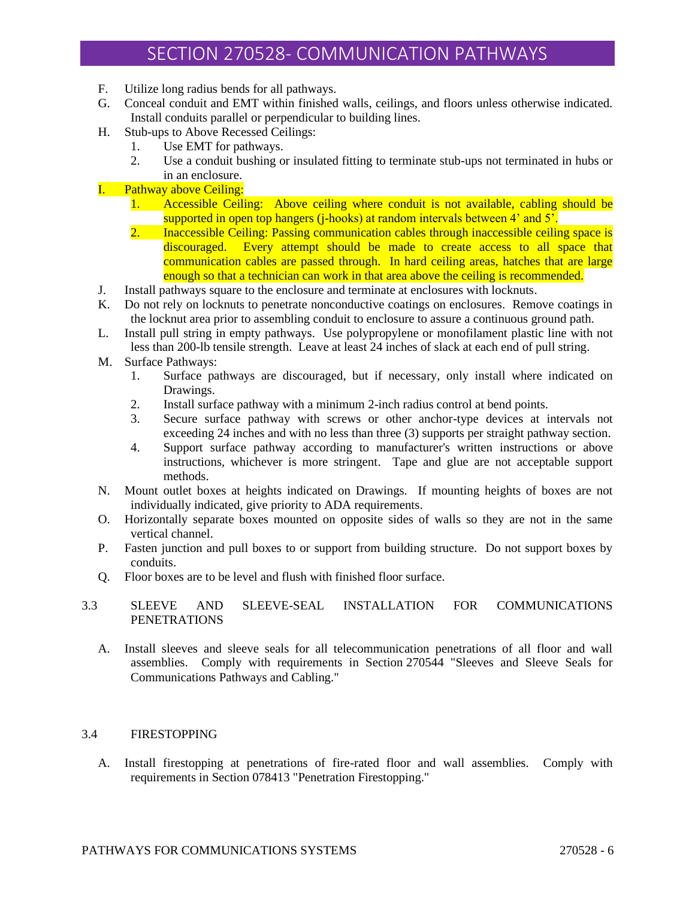F. Utilize long radius bends for all pathways.

G. Conceal conduit and EMT within finished walls, ceilings, and floors unless otherwise indicated. Install conduits parallel or perpendicular to building lines.

H. Stub-ups to Above Recessed Ceilings:
   1. Use EMT for pathways.
   2. Use a conduit bushing or insulated fitting to terminate stub-ups not terminated in hubs or in an enclosure.

I. Pathway above Ceiling:
   1. Accessible Ceiling: Above ceiling where conduit is not available, cabling should be supported in open top hangers (j-hooks) at random intervals between 4' and 5'.
   2. Inaccessible Ceiling: Passing communication cables through inaccessible ceiling space is discouraged. Every attempt should be made to create access to all space that communication cables are passed through. In hard ceiling areas, hatches that are large enough so that a technician can work in that area above the ceiling is recommended.

J. Install pathways square to the enclosure and terminate at enclosures with locknuts.

K. Do not rely on locknuts to penetrate nonconductive coatings on enclosures. Remove coatings in the locknut area prior to assembling conduit to enclosure to assure a continuous ground path.

L. Install pull string in empty pathways. Use polypropylene or monofilament plastic line with not less than 200-lb tensile strength. Leave at least 24 inches of slack at each end of pull string.

M. Surface Pathways:
   1. Surface pathways are discouraged, but if necessary, only install where indicated on Drawings.
   2. Install surface pathway with a minimum 2-inch radius control at bend points.
   3. Secure surface pathway with screws or other anchor-type devices at intervals not exceeding 24 inches and with no less than three (3) supports per straight pathway section.
   4. Support surface pathway according to manufacturer's written instructions or above instructions, whichever is more stringent. Tape and glue are not acceptable support methods.

N. Mount outlet boxes at heights indicated on Drawings. If mounting heights of boxes are not individually indicated, give priority to ADA requirements.

O. Horizontally separate boxes mounted on opposite sides of walls so they are not in the same vertical channel.

P. Fasten junction and pull boxes to or support from building structure. Do not support boxes by conduits.

Q. Floor boxes are to be level and flush with finished floor surface.

## 3.3 SLEEVE AND SLEEVE-SEAL INSTALLATION FOR COMMUNICATIONS PENETRATIONS

A. Install sleeves and sleeve seals for all telecommunication penetrations of all floor and wall assemblies. Comply with requirements in Section 270544 "Sleeves and Sleeve Seals for Communications Pathways and Cabling."

## 3.4 FIRESTOPPING

A. Install firestopping at penetrations of fire-rated floor and wall assemblies. Comply with requirements in Section 078413 "Penetration Firestopping."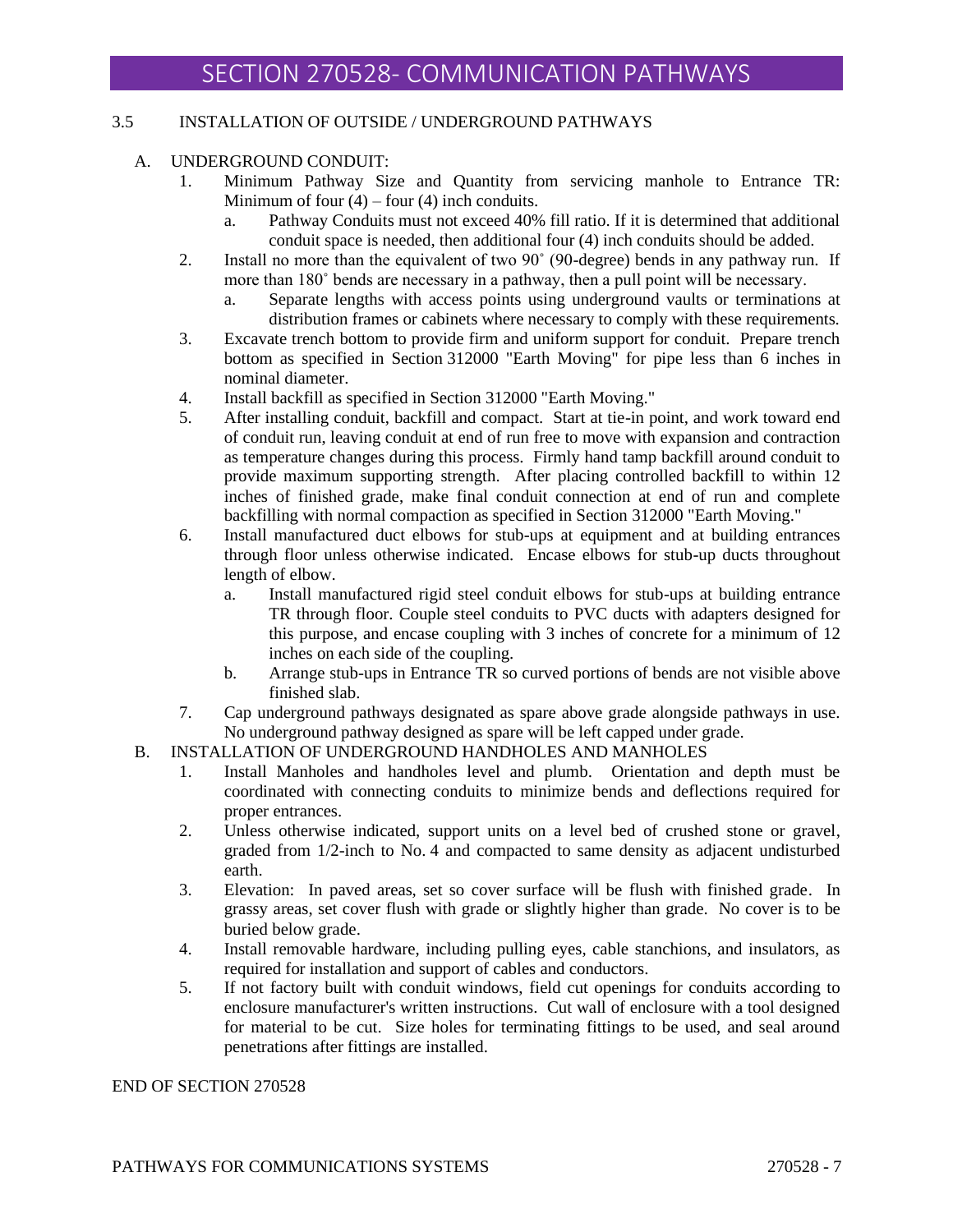# SECTION 270528- COMMUNICATION PATHWAYS

## 3.5 INSTALLATION OF OUTSIDE / UNDERGROUND PATHWAYS

A. UNDERGROUND CONDUIT:

1. Minimum Pathway Size and Quantity from servicing manhole to Entrance TR: Minimum of four (4) – four (4) inch conduits.
    a. Pathway Conduits must not exceed 40% fill ratio. If it is determined that additional conduit space is needed, then additional four (4) inch conduits should be added.
2. Install no more than the equivalent of two 90˚ (90-degree) bends in any pathway run. If more than 180˚ bends are necessary in a pathway, then a pull point will be necessary.
    a. Separate lengths with access points using underground vaults or terminations at distribution frames or cabinets where necessary to comply with these requirements.
3. Excavate trench bottom to provide firm and uniform support for conduit. Prepare trench bottom as specified in Section 312000 "Earth Moving" for pipe less than 6 inches in nominal diameter.
4. Install backfill as specified in Section 312000 "Earth Moving."
5. After installing conduit, backfill and compact. Start at tie-in point, and work toward end of conduit run, leaving conduit at end of run free to move with expansion and contraction as temperature changes during this process. Firmly hand tamp backfill around conduit to provide maximum supporting strength. After placing controlled backfill to within 12 inches of finished grade, make final conduit connection at end of run and complete backfilling with normal compaction as specified in Section 312000 "Earth Moving."
6. Install manufactured duct elbows for stub-ups at equipment and at building entrances through floor unless otherwise indicated. Encase elbows for stub-up ducts throughout length of elbow.
    a. Install manufactured rigid steel conduit elbows for stub-ups at building entrance TR through floor. Couple steel conduits to PVC ducts with adapters designed for this purpose, and encase coupling with 3 inches of concrete for a minimum of 12 inches on each side of the coupling.
    b. Arrange stub-ups in Entrance TR so curved portions of bends are not visible above finished slab.
7. Cap underground pathways designated as spare above grade alongside pathways in use. No underground pathway designed as spare will be left capped under grade.

B. INSTALLATION OF UNDERGROUND HANDHOLES AND MANHOLES

1. Install Manholes and handholes level and plumb. Orientation and depth must be coordinated with connecting conduits to minimize bends and deflections required for proper entrances.
2. Unless otherwise indicated, support units on a level bed of crushed stone or gravel, graded from 1/2-inch to No. 4 and compacted to same density as adjacent undisturbed earth.
3. Elevation: In paved areas, set so cover surface will be flush with finished grade. In grassy areas, set cover flush with grade or slightly higher than grade. No cover is to be buried below grade.
4. Install removable hardware, including pulling eyes, cable stanchions, and insulators, as required for installation and support of cables and conductors.
5. If not factory built with conduit windows, field cut openings for conduits according to enclosure manufacturer's written instructions. Cut wall of enclosure with a tool designed for material to be cut. Size holes for terminating fittings to be used, and seal around penetrations after fittings are installed.

END OF SECTION 270528